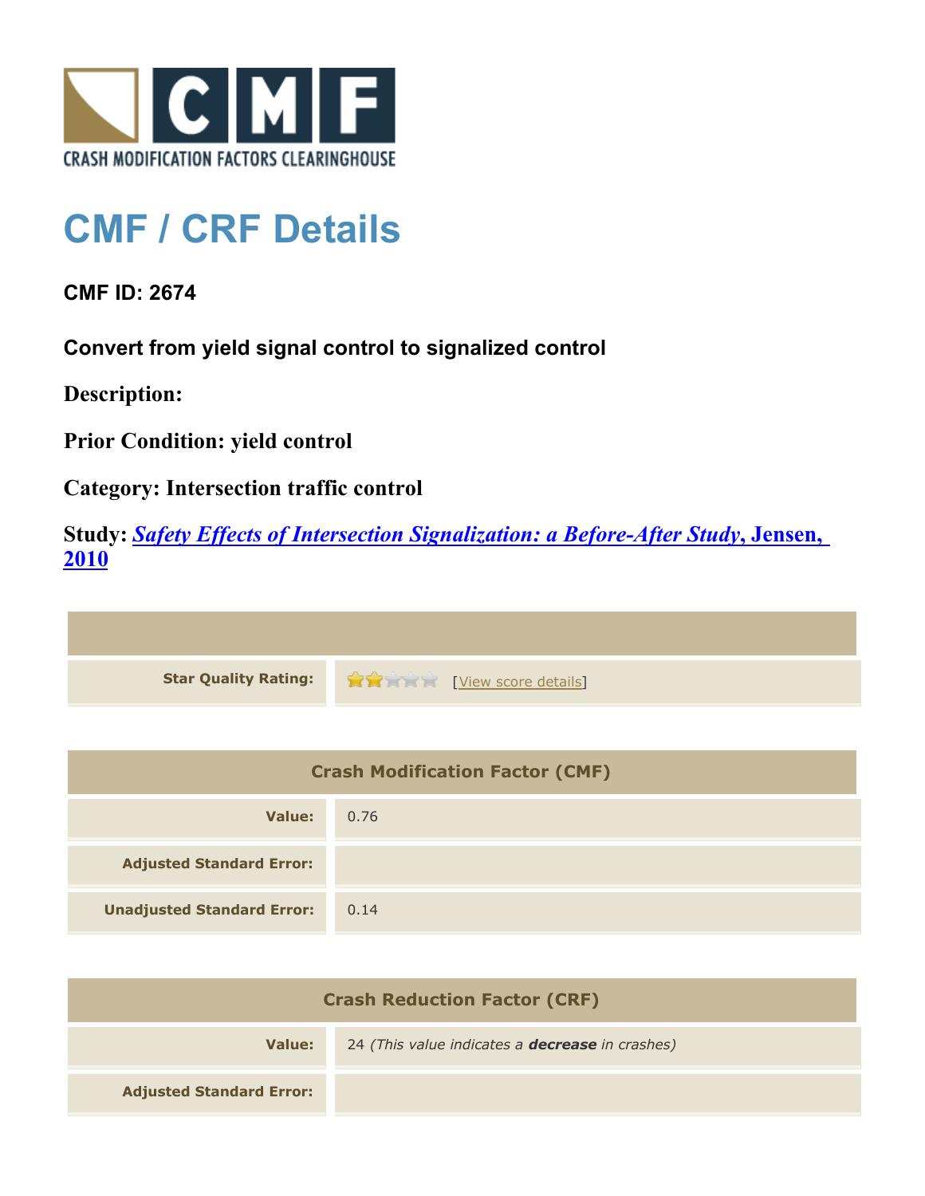# CMF / CRF Details

**CMF ID: 2674**

**Convert from yield signal control to signalized control**

**Description:**

**Prior Condition: yield control**

**Category: Intersection traffic control**

**Study: *Safety Effects of Intersection Signalization: a Before-After Study*, Jensen, 2010**

| | |
|---|---|
| **Star Quality Rating:** | [View score details] |

| Crash Modification Factor (CMF) | |
|---|---|
| **Value:** | 0.76 |
| **Adjusted Standard Error:** | |
| **Unadjusted Standard Error:** | 0.14 |

| Crash Reduction Factor (CRF) | |
|---|---|
| **Value:** | 24 *(This value indicates a **decrease** in crashes)* |
| **Adjusted Standard Error:** | |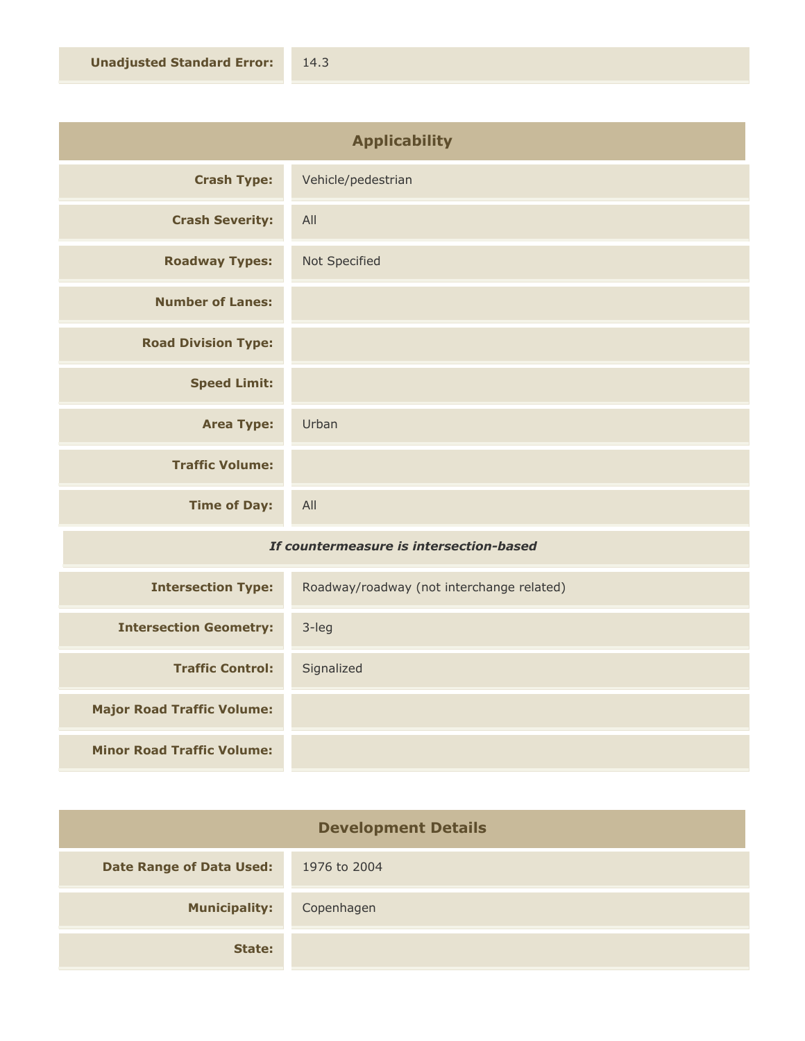| Unadjusted Standard Error: | 14.3 |
|---|---|

## Applicability

| | |
|---|---|
| **Crash Type:** | Vehicle/pedestrian |
| **Crash Severity:** | All |
| **Roadway Types:** | Not Specified |
| **Number of Lanes:** | |
| **Road Division Type:** | |
| **Speed Limit:** | |
| **Area Type:** | Urban |
| **Traffic Volume:** | |
| **Time of Day:** | All |

***If countermeasure is intersection-based***

| | |
|---|---|
| **Intersection Type:** | Roadway/roadway (not interchange related) |
| **Intersection Geometry:** | 3-leg |
| **Traffic Control:** | Signalized |
| **Major Road Traffic Volume:** | |
| **Minor Road Traffic Volume:** | |

## Development Details

| | |
|---|---|
| **Date Range of Data Used:** | 1976 to 2004 |
| **Municipality:** | Copenhagen |
| **State:** | |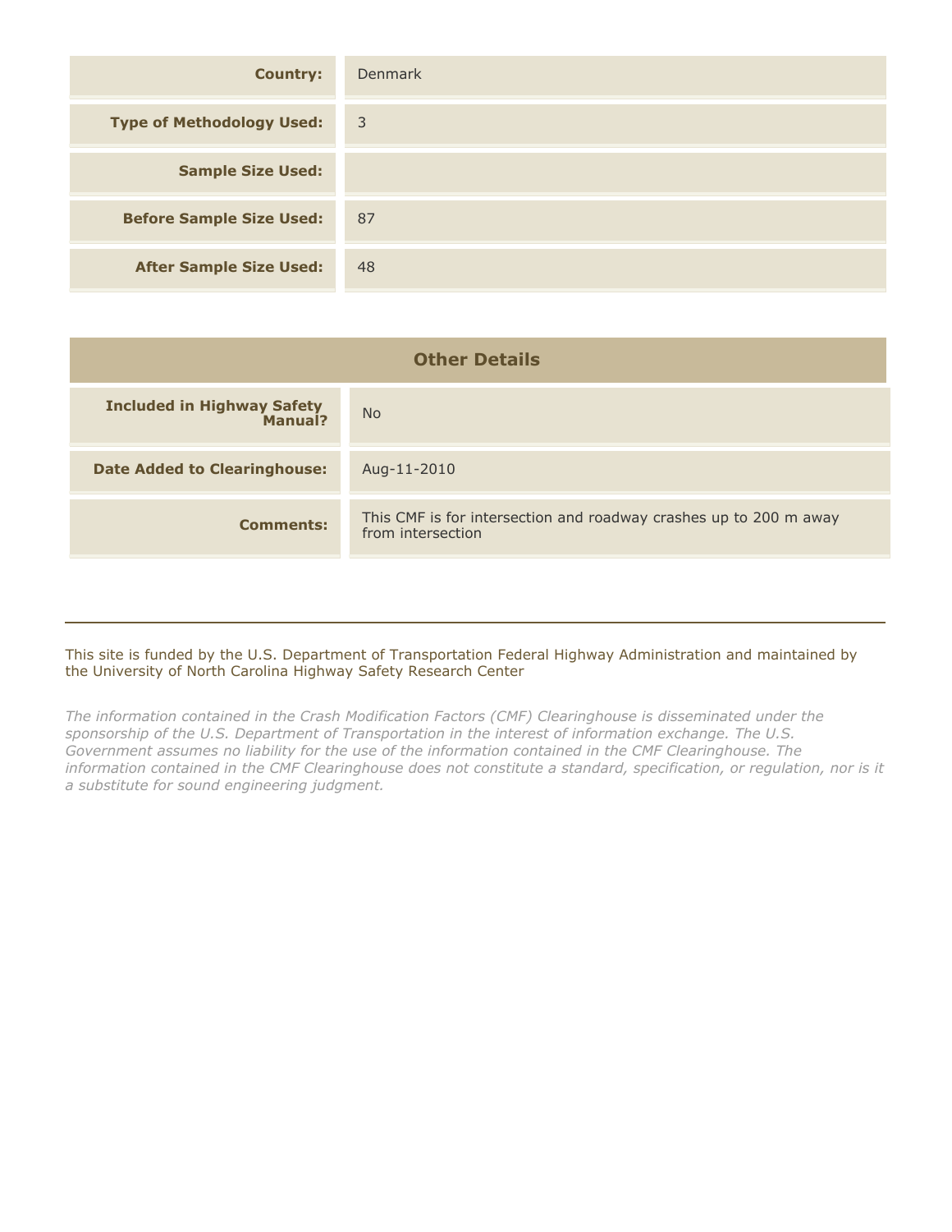| | |
|---|---|
| **Country:** | Denmark |
| **Type of Methodology Used:** | 3 |
| **Sample Size Used:** | |
| **Before Sample Size Used:** | 87 |
| **After Sample Size Used:** | 48 |

## Other Details

| | |
|---|---|
| **Included in Highway Safety Manual?** | No |
| **Date Added to Clearinghouse:** | Aug-11-2010 |
| **Comments:** | This CMF is for intersection and roadway crashes up to 200 m away from intersection |

---

This site is funded by the U.S. Department of Transportation Federal Highway Administration and maintained by the University of North Carolina Highway Safety Research Center

*The information contained in the Crash Modification Factors (CMF) Clearinghouse is disseminated under the sponsorship of the U.S. Department of Transportation in the interest of information exchange. The U.S. Government assumes no liability for the use of the information contained in the CMF Clearinghouse. The information contained in the CMF Clearinghouse does not constitute a standard, specification, or regulation, nor is it a substitute for sound engineering judgment.*